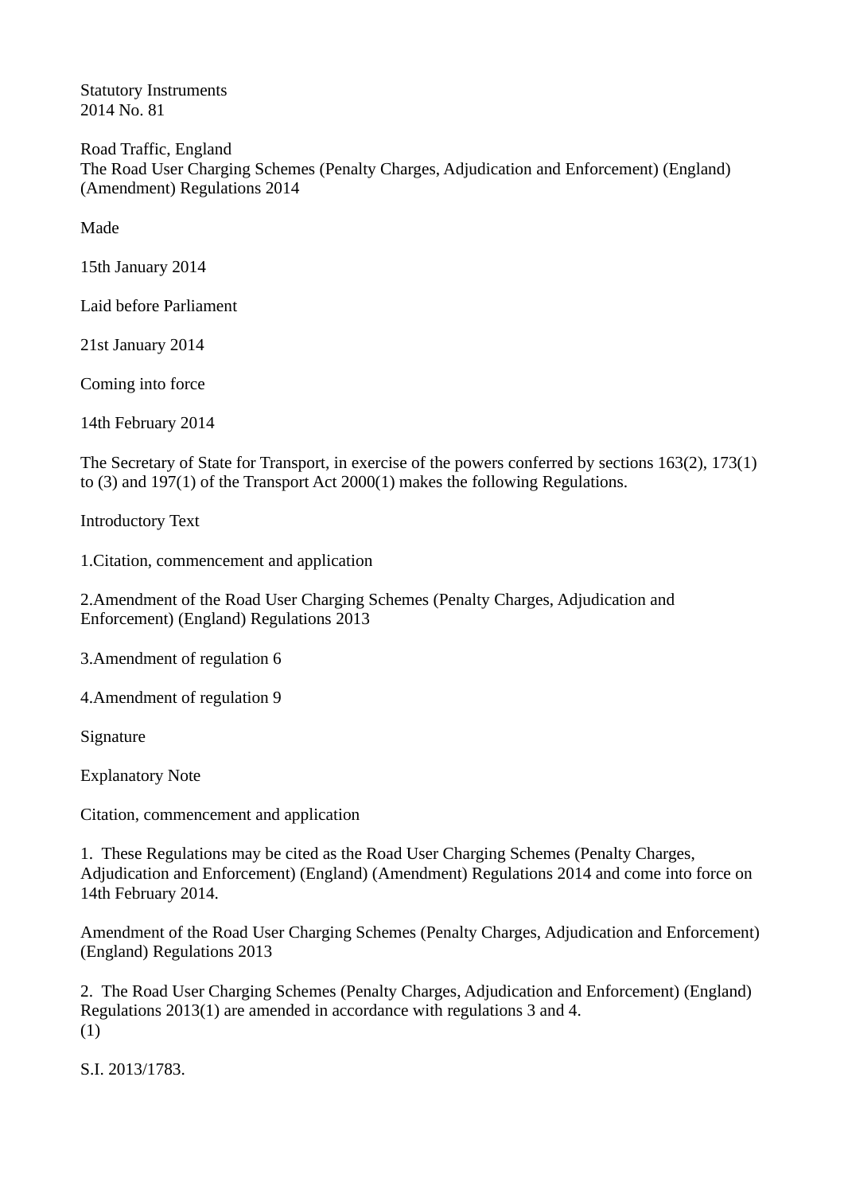Statutory Instruments
2014 No. 81

Road Traffic, England
The Road User Charging Schemes (Penalty Charges, Adjudication and Enforcement) (England) (Amendment) Regulations 2014

Made

15th January 2014

Laid before Parliament

21st January 2014

Coming into force

14th February 2014

The Secretary of State for Transport, in exercise of the powers conferred by sections 163(2), 173(1) to (3) and 197(1) of the Transport Act 2000(1) makes the following Regulations.

Introductory Text

1.Citation, commencement and application

2.Amendment of the Road User Charging Schemes (Penalty Charges, Adjudication and Enforcement) (England) Regulations 2013

3.Amendment of regulation 6

4.Amendment of regulation 9

Signature

Explanatory Note

Citation, commencement and application

1. These Regulations may be cited as the Road User Charging Schemes (Penalty Charges, Adjudication and Enforcement) (England) (Amendment) Regulations 2014 and come into force on 14th February 2014.

Amendment of the Road User Charging Schemes (Penalty Charges, Adjudication and Enforcement) (England) Regulations 2013

2. The Road User Charging Schemes (Penalty Charges, Adjudication and Enforcement) (England) Regulations 2013(1) are amended in accordance with regulations 3 and 4.
(1)

S.I. 2013/1783.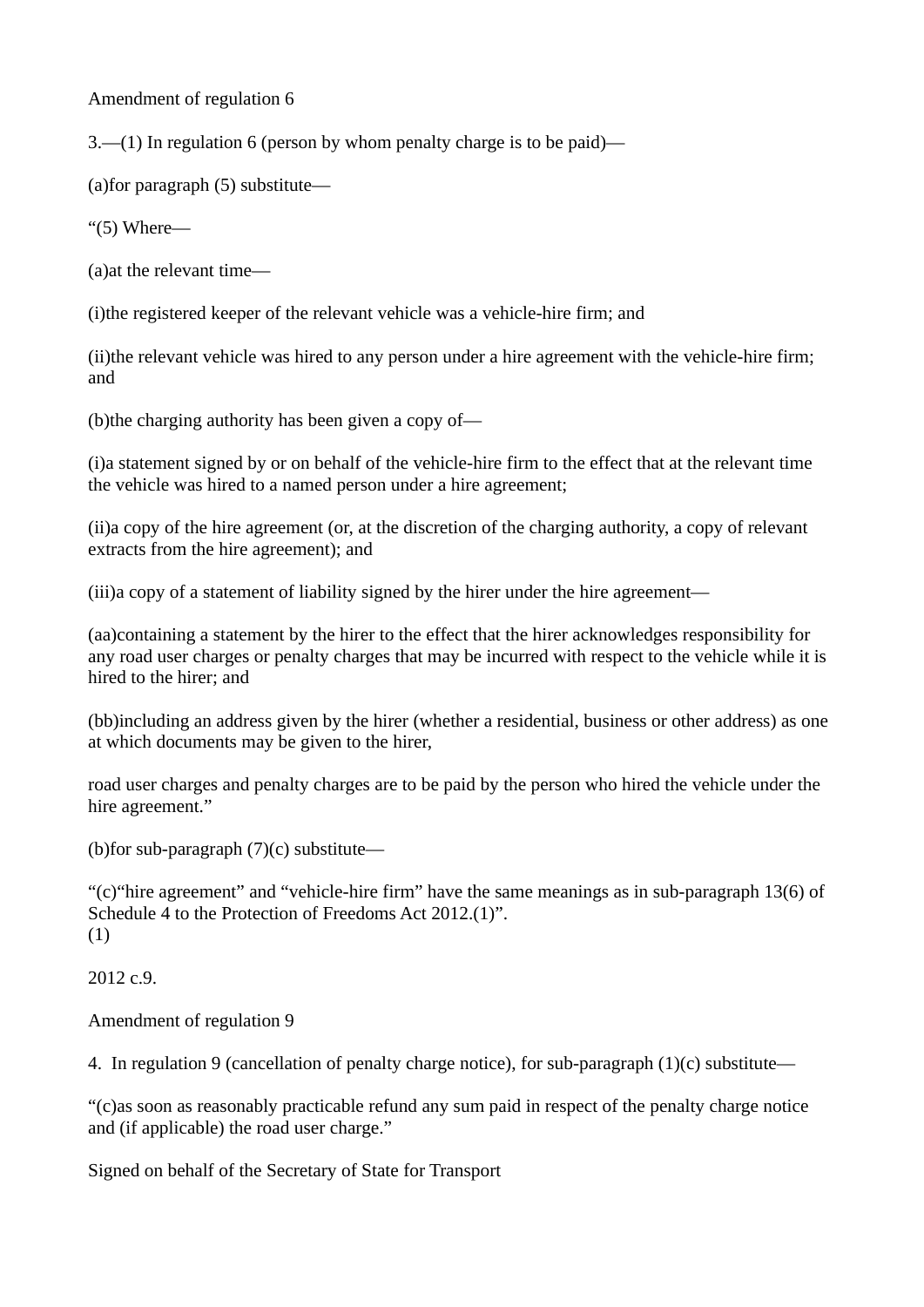Amendment of regulation 6

3.—(1) In regulation 6 (person by whom penalty charge is to be paid)—

(a)for paragraph (5) substitute—

"(5) Where—

(a)at the relevant time—

(i)the registered keeper of the relevant vehicle was a vehicle-hire firm; and

(ii)the relevant vehicle was hired to any person under a hire agreement with the vehicle-hire firm; and

(b)the charging authority has been given a copy of—

(i)a statement signed by or on behalf of the vehicle-hire firm to the effect that at the relevant time the vehicle was hired to a named person under a hire agreement;

(ii)a copy of the hire agreement (or, at the discretion of the charging authority, a copy of relevant extracts from the hire agreement); and

(iii)a copy of a statement of liability signed by the hirer under the hire agreement—

(aa)containing a statement by the hirer to the effect that the hirer acknowledges responsibility for any road user charges or penalty charges that may be incurred with respect to the vehicle while it is hired to the hirer; and

(bb)including an address given by the hirer (whether a residential, business or other address) as one at which documents may be given to the hirer,

road user charges and penalty charges are to be paid by the person who hired the vehicle under the hire agreement."

(b)for sub-paragraph (7)(c) substitute—

"(c)"hire agreement" and "vehicle-hire firm" have the same meanings as in sub-paragraph 13(6) of Schedule 4 to the Protection of Freedoms Act 2012.(1)".

(1)

2012 c.9.

Amendment of regulation 9

4. In regulation 9 (cancellation of penalty charge notice), for sub-paragraph (1)(c) substitute—

"(c)as soon as reasonably practicable refund any sum paid in respect of the penalty charge notice and (if applicable) the road user charge."

Signed on behalf of the Secretary of State for Transport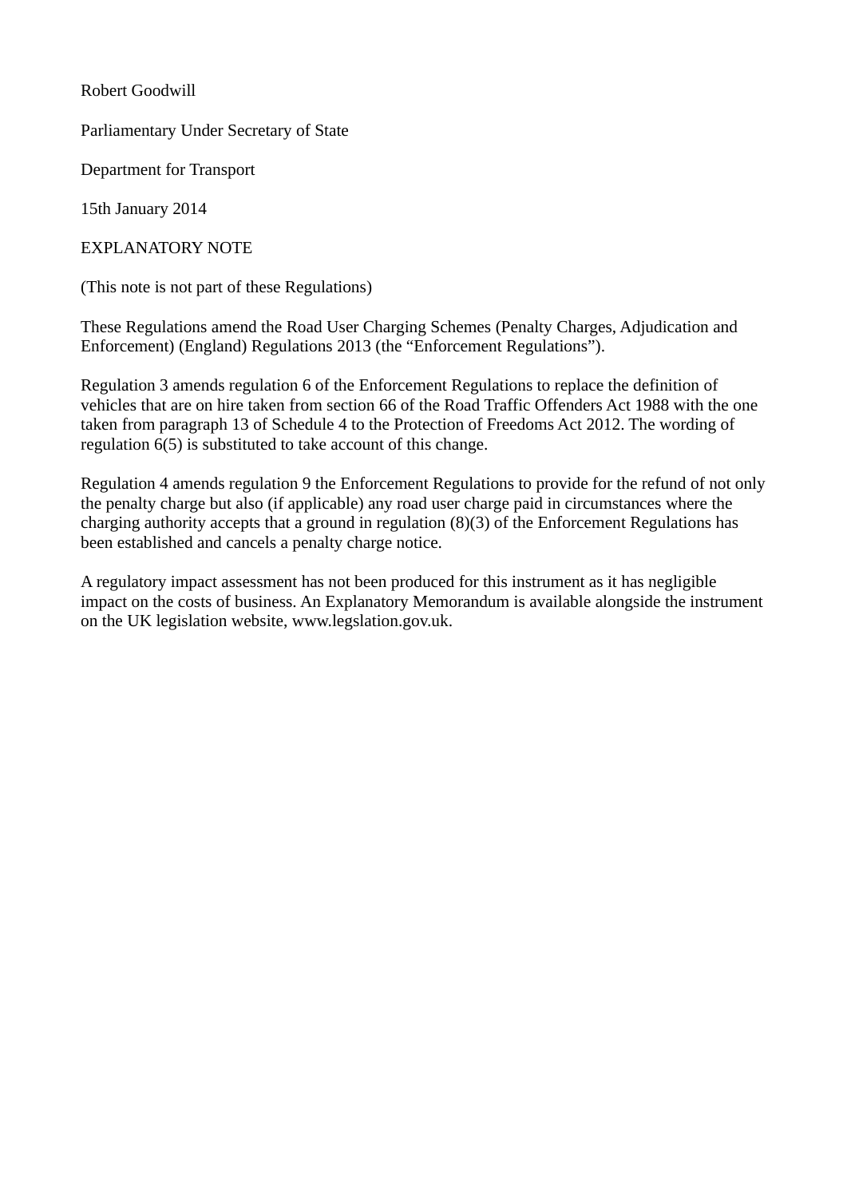Robert Goodwill

Parliamentary Under Secretary of State

Department for Transport

15th January 2014

EXPLANATORY NOTE

(This note is not part of these Regulations)

These Regulations amend the Road User Charging Schemes (Penalty Charges, Adjudication and Enforcement) (England) Regulations 2013 (the "Enforcement Regulations").

Regulation 3 amends regulation 6 of the Enforcement Regulations to replace the definition of vehicles that are on hire taken from section 66 of the Road Traffic Offenders Act 1988 with the one taken from paragraph 13 of Schedule 4 to the Protection of Freedoms Act 2012. The wording of regulation 6(5) is substituted to take account of this change.

Regulation 4 amends regulation 9 the Enforcement Regulations to provide for the refund of not only the penalty charge but also (if applicable) any road user charge paid in circumstances where the charging authority accepts that a ground in regulation (8)(3) of the Enforcement Regulations has been established and cancels a penalty charge notice.

A regulatory impact assessment has not been produced for this instrument as it has negligible impact on the costs of business. An Explanatory Memorandum is available alongside the instrument on the UK legislation website, www.legslation.gov.uk.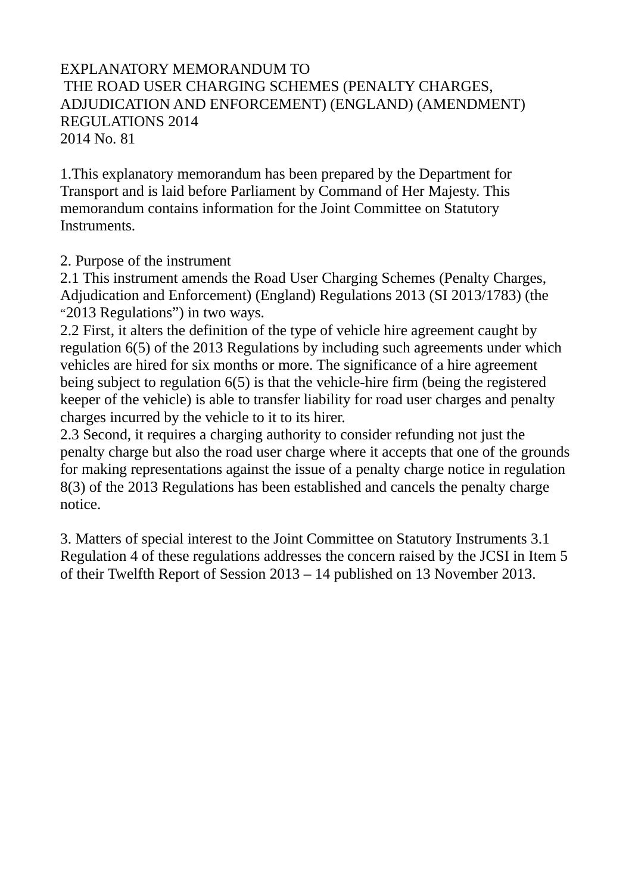EXPLANATORY MEMORANDUM TO
THE ROAD USER CHARGING SCHEMES (PENALTY CHARGES, ADJUDICATION AND ENFORCEMENT) (ENGLAND) (AMENDMENT) REGULATIONS 2014
2014 No. 81

1.This explanatory memorandum has been prepared by the Department for Transport and is laid before Parliament by Command of Her Majesty. This memorandum contains information for the Joint Committee on Statutory Instruments.

2. Purpose of the instrument

2.1 This instrument amends the Road User Charging Schemes (Penalty Charges, Adjudication and Enforcement) (England) Regulations 2013 (SI 2013/1783) (the "2013 Regulations") in two ways.

2.2 First, it alters the definition of the type of vehicle hire agreement caught by regulation 6(5) of the 2013 Regulations by including such agreements under which vehicles are hired for six months or more. The significance of a hire agreement being subject to regulation 6(5) is that the vehicle-hire firm (being the registered keeper of the vehicle) is able to transfer liability for road user charges and penalty charges incurred by the vehicle to it to its hirer.

2.3 Second, it requires a charging authority to consider refunding not just the penalty charge but also the road user charge where it accepts that one of the grounds for making representations against the issue of a penalty charge notice in regulation 8(3) of the 2013 Regulations has been established and cancels the penalty charge notice.

3. Matters of special interest to the Joint Committee on Statutory Instruments

3.1 Regulation 4 of these regulations addresses the concern raised by the JCSI in Item 5 of their Twelfth Report of Session 2013 – 14 published on 13 November 2013.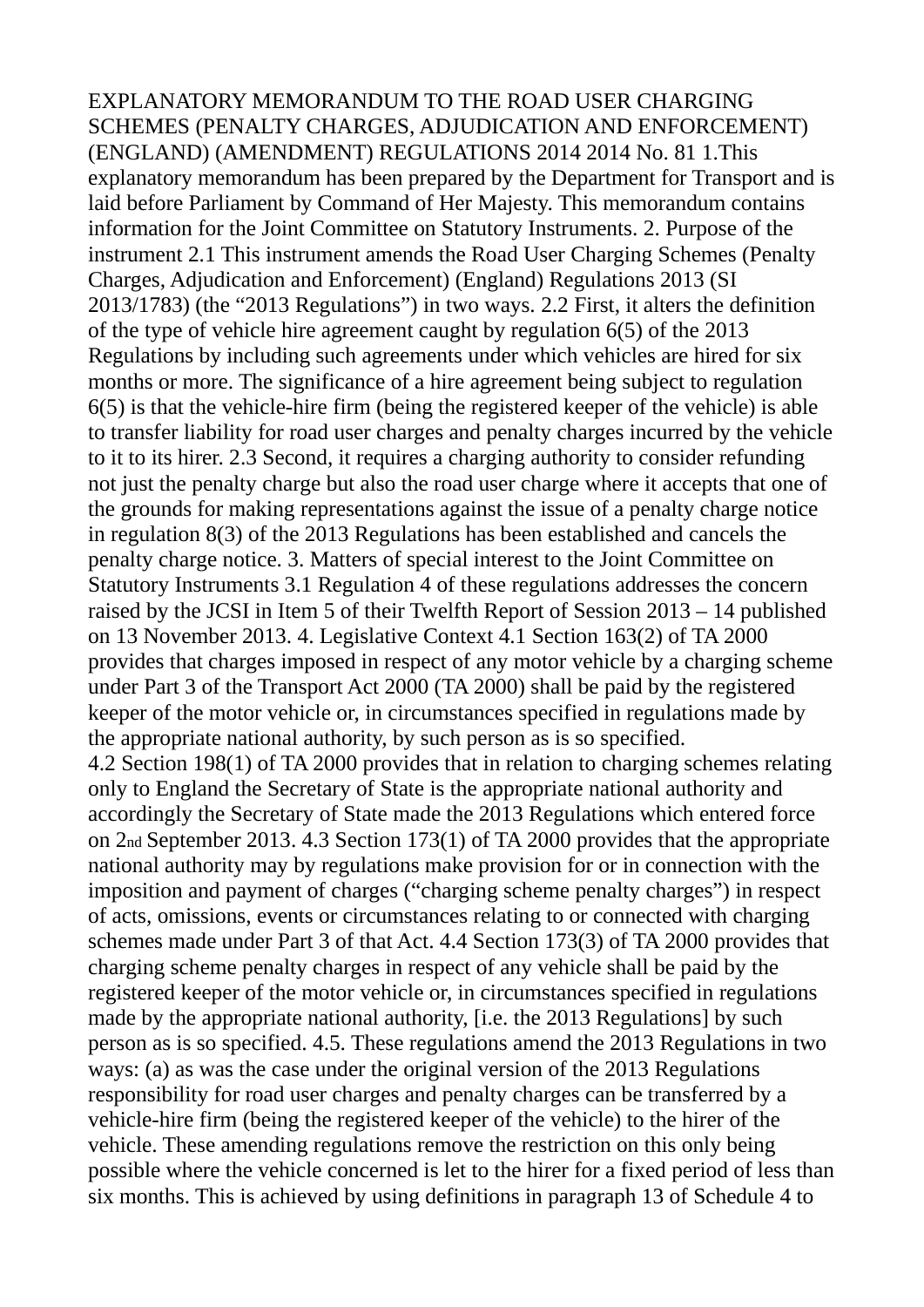EXPLANATORY MEMORANDUM TO THE ROAD USER CHARGING SCHEMES (PENALTY CHARGES, ADJUDICATION AND ENFORCEMENT) (ENGLAND) (AMENDMENT) REGULATIONS 2014 2014 No. 81 1.This explanatory memorandum has been prepared by the Department for Transport and is laid before Parliament by Command of Her Majesty. This memorandum contains information for the Joint Committee on Statutory Instruments. 2. Purpose of the instrument 2.1 This instrument amends the Road User Charging Schemes (Penalty Charges, Adjudication and Enforcement) (England) Regulations 2013 (SI 2013/1783) (the "2013 Regulations") in two ways. 2.2 First, it alters the definition of the type of vehicle hire agreement caught by regulation 6(5) of the 2013 Regulations by including such agreements under which vehicles are hired for six months or more. The significance of a hire agreement being subject to regulation 6(5) is that the vehicle-hire firm (being the registered keeper of the vehicle) is able to transfer liability for road user charges and penalty charges incurred by the vehicle to it to its hirer. 2.3 Second, it requires a charging authority to consider refunding not just the penalty charge but also the road user charge where it accepts that one of the grounds for making representations against the issue of a penalty charge notice in regulation 8(3) of the 2013 Regulations has been established and cancels the penalty charge notice. 3. Matters of special interest to the Joint Committee on Statutory Instruments 3.1 Regulation 4 of these regulations addresses the concern raised by the JCSI in Item 5 of their Twelfth Report of Session 2013 – 14 published on 13 November 2013. 4. Legislative Context 4.1 Section 163(2) of TA 2000 provides that charges imposed in respect of any motor vehicle by a charging scheme under Part 3 of the Transport Act 2000 (TA 2000) shall be paid by the registered keeper of the motor vehicle or, in circumstances specified in regulations made by the appropriate national authority, by such person as is so specified.

4.2 Section 198(1) of TA 2000 provides that in relation to charging schemes relating only to England the Secretary of State is the appropriate national authority and accordingly the Secretary of State made the 2013 Regulations which entered force on 2nd September 2013. 4.3 Section 173(1) of TA 2000 provides that the appropriate national authority may by regulations make provision for or in connection with the imposition and payment of charges ("charging scheme penalty charges") in respect of acts, omissions, events or circumstances relating to or connected with charging schemes made under Part 3 of that Act. 4.4 Section 173(3) of TA 2000 provides that charging scheme penalty charges in respect of any vehicle shall be paid by the registered keeper of the motor vehicle or, in circumstances specified in regulations made by the appropriate national authority, [i.e. the 2013 Regulations] by such person as is so specified. 4.5. These regulations amend the 2013 Regulations in two ways: (a) as was the case under the original version of the 2013 Regulations responsibility for road user charges and penalty charges can be transferred by a vehicle-hire firm (being the registered keeper of the vehicle) to the hirer of the vehicle. These amending regulations remove the restriction on this only being possible where the vehicle concerned is let to the hirer for a fixed period of less than six months. This is achieved by using definitions in paragraph 13 of Schedule 4 to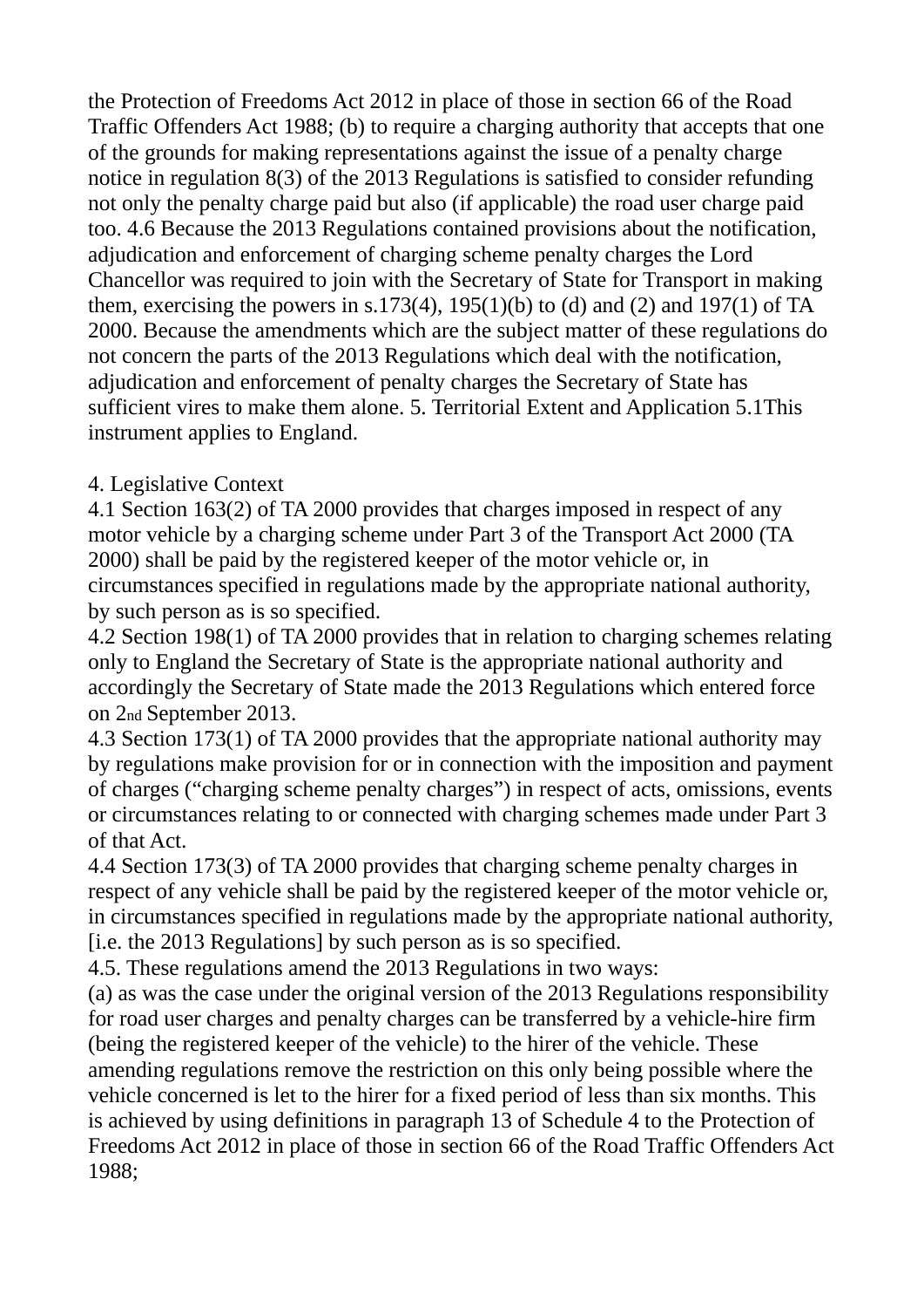the Protection of Freedoms Act 2012 in place of those in section 66 of the Road Traffic Offenders Act 1988; (b) to require a charging authority that accepts that one of the grounds for making representations against the issue of a penalty charge notice in regulation 8(3) of the 2013 Regulations is satisfied to consider refunding not only the penalty charge paid but also (if applicable) the road user charge paid too. 4.6 Because the 2013 Regulations contained provisions about the notification, adjudication and enforcement of charging scheme penalty charges the Lord Chancellor was required to join with the Secretary of State for Transport in making them, exercising the powers in s.173(4), 195(1)(b) to (d) and (2) and 197(1) of TA 2000. Because the amendments which are the subject matter of these regulations do not concern the parts of the 2013 Regulations which deal with the notification, adjudication and enforcement of penalty charges the Secretary of State has sufficient vires to make them alone. 5. Territorial Extent and Application 5.1This instrument applies to England.

4. Legislative Context

4.1 Section 163(2) of TA 2000 provides that charges imposed in respect of any motor vehicle by a charging scheme under Part 3 of the Transport Act 2000 (TA 2000) shall be paid by the registered keeper of the motor vehicle or, in circumstances specified in regulations made by the appropriate national authority, by such person as is so specified.

4.2 Section 198(1) of TA 2000 provides that in relation to charging schemes relating only to England the Secretary of State is the appropriate national authority and accordingly the Secretary of State made the 2013 Regulations which entered force on 2nd September 2013.

4.3 Section 173(1) of TA 2000 provides that the appropriate national authority may by regulations make provision for or in connection with the imposition and payment of charges ("charging scheme penalty charges") in respect of acts, omissions, events or circumstances relating to or connected with charging schemes made under Part 3 of that Act.

4.4 Section 173(3) of TA 2000 provides that charging scheme penalty charges in respect of any vehicle shall be paid by the registered keeper of the motor vehicle or, in circumstances specified in regulations made by the appropriate national authority, [i.e. the 2013 Regulations] by such person as is so specified.

4.5. These regulations amend the 2013 Regulations in two ways:

(a) as was the case under the original version of the 2013 Regulations responsibility for road user charges and penalty charges can be transferred by a vehicle-hire firm (being the registered keeper of the vehicle) to the hirer of the vehicle. These amending regulations remove the restriction on this only being possible where the vehicle concerned is let to the hirer for a fixed period of less than six months. This is achieved by using definitions in paragraph 13 of Schedule 4 to the Protection of Freedoms Act 2012 in place of those in section 66 of the Road Traffic Offenders Act 1988;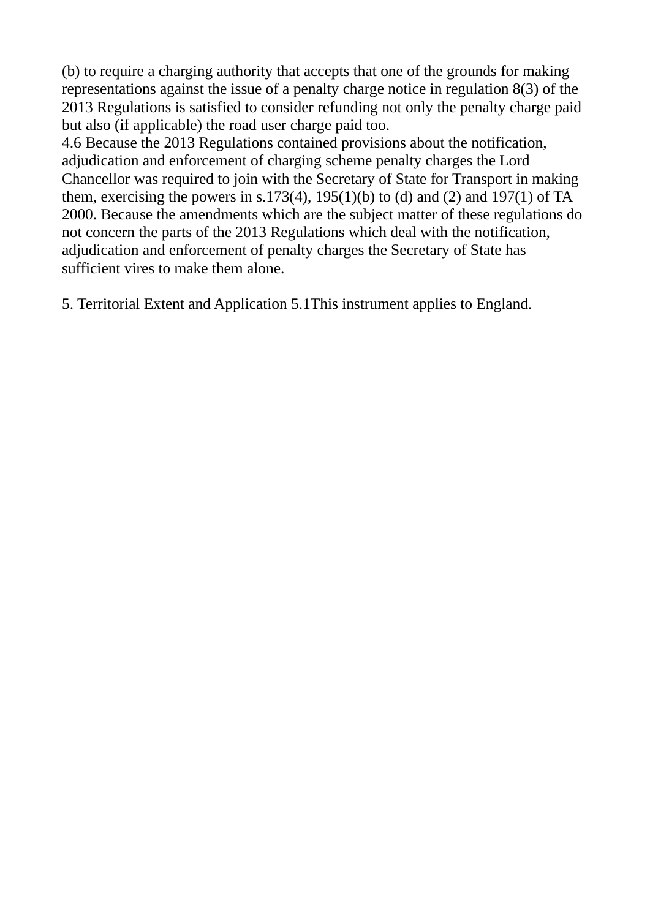(b) to require a charging authority that accepts that one of the grounds for making representations against the issue of a penalty charge notice in regulation 8(3) of the 2013 Regulations is satisfied to consider refunding not only the penalty charge paid but also (if applicable) the road user charge paid too.

4.6 Because the 2013 Regulations contained provisions about the notification, adjudication and enforcement of charging scheme penalty charges the Lord Chancellor was required to join with the Secretary of State for Transport in making them, exercising the powers in s.173(4), 195(1)(b) to (d) and (2) and 197(1) of TA 2000. Because the amendments which are the subject matter of these regulations do not concern the parts of the 2013 Regulations which deal with the notification, adjudication and enforcement of penalty charges the Secretary of State has sufficient vires to make them alone.

5. Territorial Extent and Application 5.1This instrument applies to England.